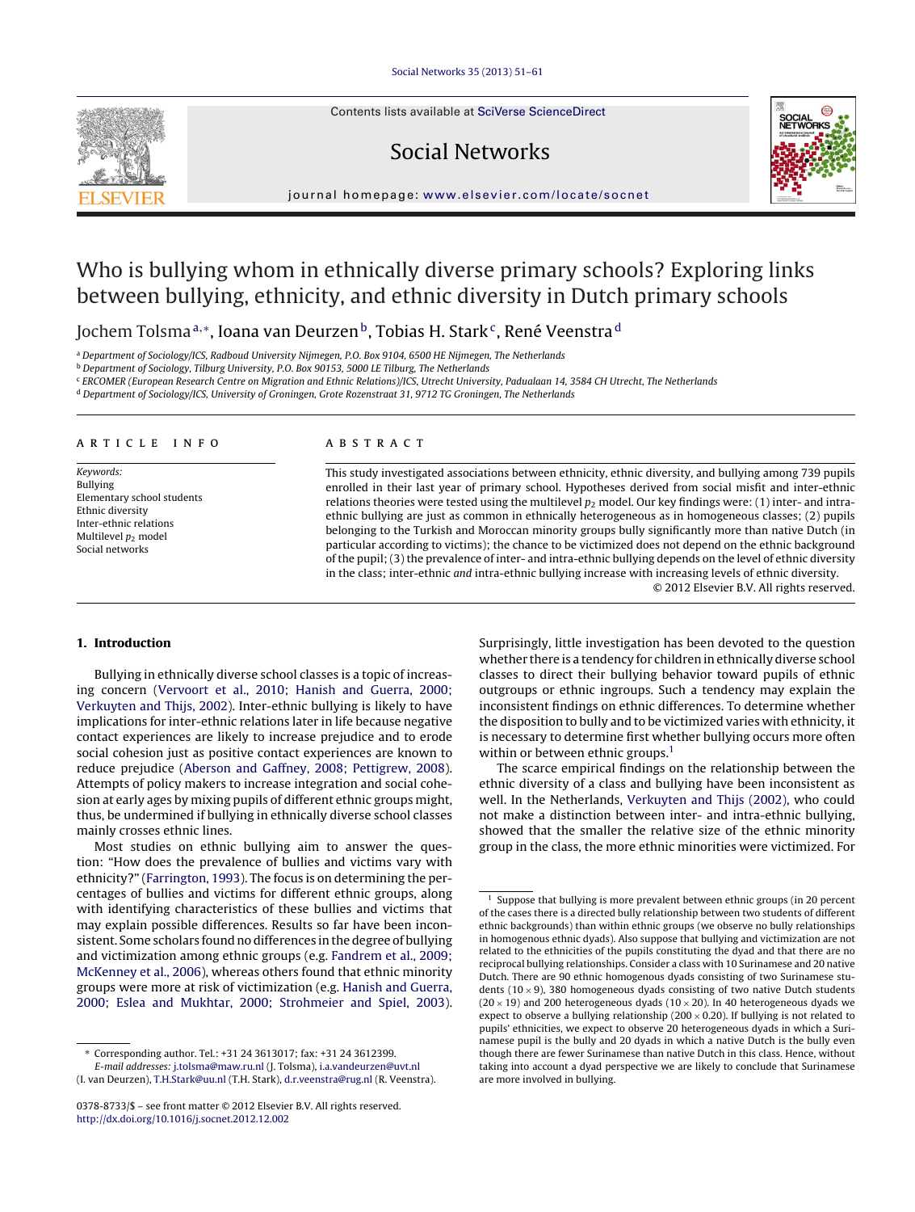Contents lists available at SciVerse ScienceDirect

# Social Networks

journal homepage: www.elsevier.com/locate/socnet

# Who is bullying whom in ethnically diverse primary schools? Exploring links between bullying, ethnicity, and ethnic diversity in Dutch primary schools

Jochem Tolsma[a,*], Ioana van Deurzen[b], Tobias H. Stark[c], René Veenstra[d]

[a] Department of Sociology/ICS, Radboud University Nijmegen, P.O. Box 9104, 6500 HE Nijmegen, The Netherlands
[b] Department of Sociology, Tilburg University, P.O. Box 90153, 5000 LE Tilburg, The Netherlands
[c] ERCOMER (European Research Centre on Migration and Ethnic Relations)/ICS, Utrecht University, Padualaan 14, 3584 CH Utrecht, The Netherlands
[d] Department of Sociology/ICS, University of Groningen, Grote Rozenstraat 31, 9712 TG Groningen, The Netherlands

**ARTICLE INFO**

*Keywords:*
Bullying
Elementary school students
Ethnic diversity
Inter-ethnic relations
Multilevel $p_2$ model
Social networks

**ABSTRACT**

This study investigated associations between ethnicity, ethnic diversity, and bullying among 739 pupils enrolled in their last year of primary school. Hypotheses derived from social misfit and inter-ethnic relations theories were tested using the multilevel $p_2$ model. Our key findings were: (1) inter- and intra-ethnic bullying are just as common in ethnically heterogeneous as in homogeneous classes; (2) pupils belonging to the Turkish and Moroccan minority groups bully significantly more than native Dutch (in particular according to victims); the chance to be victimized does not depend on the ethnic background of the pupil; (3) the prevalence of inter- and intra-ethnic bullying depends on the level of ethnic diversity in the class; inter-ethnic *and* intra-ethnic bullying increase with increasing levels of ethnic diversity.

© 2012 Elsevier B.V. All rights reserved.

## 1. Introduction

Bullying in ethnically diverse school classes is a topic of increasing concern (Vervoort et al., 2010; Hanish and Guerra, 2000; Verkuyten and Thijs, 2002). Inter-ethnic bullying is likely to have implications for inter-ethnic relations later in life because negative contact experiences are likely to increase prejudice and to erode social cohesion just as positive contact experiences are known to reduce prejudice (Aberson and Gaffney, 2008; Pettigrew, 2008). Attempts of policy makers to increase integration and social cohesion at early ages by mixing pupils of different ethnic groups might, thus, be undermined if bullying in ethnically diverse school classes mainly crosses ethnic lines.

Most studies on ethnic bullying aim to answer the question: "How does the prevalence of bullies and victims vary with ethnicity?" (Farrington, 1993). The focus is on determining the percentages of bullies and victims for different ethnic groups, along with identifying characteristics of these bullies and victims that may explain possible differences. Results so far have been inconsistent. Some scholars found no differences in the degree of bullying and victimization among ethnic groups (e.g. Fandrem et al., 2009; McKenney et al., 2006), whereas others found that ethnic minority groups were more at risk of victimization (e.g. Hanish and Guerra, 2000; Eslea and Mukhtar, 2000; Strohmeier and Spiel, 2003). Surprisingly, little investigation has been devoted to the question whether there is a tendency for children in ethnically diverse school classes to direct their bullying behavior toward pupils of ethnic outgroups or ethnic ingroups. Such a tendency may explain the inconsistent findings on ethnic differences. To determine whether the disposition to bully and to be victimized varies with ethnicity, it is necessary to determine first whether bullying occurs more often within or between ethnic groups.[1]

The scarce empirical findings on the relationship between the ethnic diversity of a class and bullying have been inconsistent as well. In the Netherlands, Verkuyten and Thijs (2002), who could not make a distinction between inter- and intra-ethnic bullying, showed that the smaller the relative size of the ethnic minority group in the class, the more ethnic minorities were victimized. For

[1] Suppose that bullying is more prevalent between ethnic groups (in 20 percent of the cases there is a directed bully relationship between two students of different ethnic backgrounds) than within ethnic groups (we observe no bully relationships in homogenous ethnic dyads). Also suppose that bullying and victimization are not related to the ethnicities of the pupils constituting the dyad and that there are no reciprocal bullying relationships. Consider a class with 10 Surinamese and 20 native Dutch. There are 90 ethnic homogenous dyads consisting of two Surinamese students (10 × 9), 380 homogeneous dyads consisting of two native Dutch students (20 × 19) and 200 heterogeneous dyads (10 × 20). In 40 heterogeneous dyads we expect to observe a bullying relationship (200 × 0.20). If bullying is not related to pupils' ethnicities, we expect to observe 20 heterogeneous dyads in which a Surinamese pupil is the bully and 20 dyads in which a native Dutch is the bully even though there are fewer Surinamese than native Dutch in this class. Hence, without taking into account a dyad perspective we are likely to conclude that Surinamese are more involved in bullying.

* Corresponding author. Tel.: +31 24 3613017; fax: +31 24 3612399.
*E-mail addresses:* j.tolsma@maw.ru.nl (J. Tolsma), i.a.vandeurzen@uvt.nl (I. van Deurzen), T.H.Stark@uu.nl (T.H. Stark), d.r.veenstra@rug.nl (R. Veenstra).

0378-8733/$ – see front matter © 2012 Elsevier B.V. All rights reserved.
http://dx.doi.org/10.1016/j.socnet.2012.12.002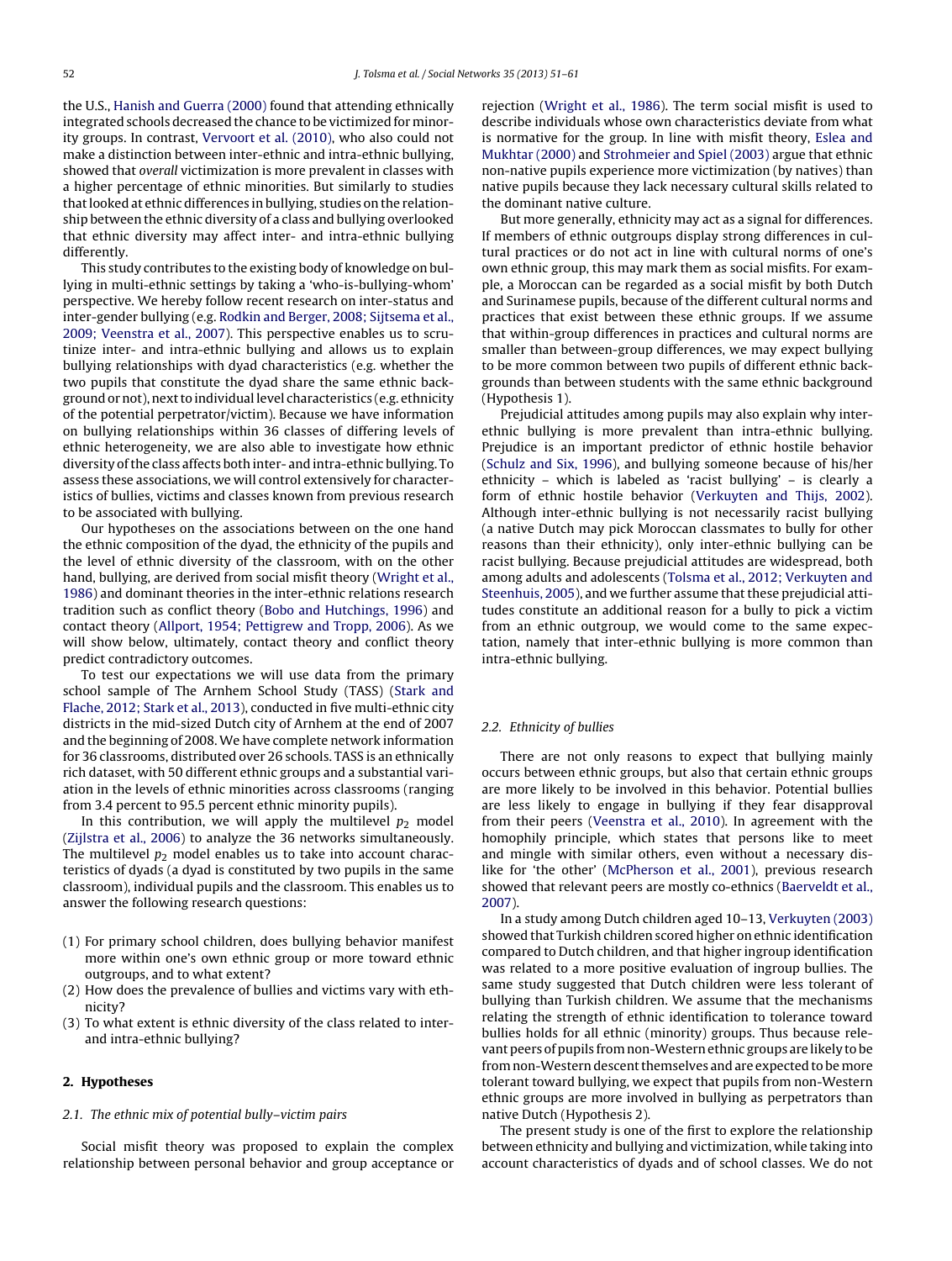the U.S., Hanish and Guerra (2000) found that attending ethnically integrated schools decreased the chance to be victimized for minority groups. In contrast, Vervoort et al. (2010), who also could not make a distinction between inter-ethnic and intra-ethnic bullying, showed that *overall* victimization is more prevalent in classes with a higher percentage of ethnic minorities. But similarly to studies that looked at ethnic differences in bullying, studies on the relationship between the ethnic diversity of the class and bullying overlooked that ethnic diversity may affect inter- and intra-ethnic bullying differently.

This study contributes to the existing body of knowledge on bullying in multi-ethnic settings by taking a 'who-is-bullying-whom' perspective. We hereby follow recent research on inter-status and inter-gender bullying (e.g. Rodkin and Berger, 2008; Sijtsema et al., 2009; Veenstra et al., 2007). This perspective enables us to scrutinize inter- and intra-ethnic bullying and allows us to explain bullying relationships with dyad characteristics (e.g. whether the two pupils that constitute the dyad share the same ethnic background or not), next to individual level characteristics (e.g. ethnicity of the potential perpetrator/victim). Because we have information on bullying relationships within 36 classes of differing levels of ethnic heterogeneity, we are also able to investigate how ethnic diversity of the class affects both inter- and intra-ethnic bullying. To assess these associations, we will control extensively for characteristics of bullies, victims and classes known from previous research to be associated with bullying.

Our hypotheses on the associations between on the one hand the ethnic composition of the dyad, the ethnicity of the pupils and the level of ethnic diversity of the classroom, with on the other hand, bullying, are derived from social misfit theory (Wright et al., 1986) and dominant theories in the inter-ethnic relations research tradition such as conflict theory (Bobo and Hutchings, 1996) and contact theory (Allport, 1954; Pettigrew and Tropp, 2006). As we will show below, ultimately, contact theory and conflict theory predict contradictory outcomes.

To test our expectations we will use data from the primary school sample of The Arnhem School Study (TASS) (Stark and Flache, 2012; Stark et al., 2013), conducted in five multi-ethnic city districts in the mid-sized Dutch city of Arnhem at the end of 2007 and the beginning of 2008. We have complete network information for 36 classrooms, distributed over 26 schools. TASS is an ethnically rich dataset, with 50 different ethnic groups and a substantial variation in the levels of ethnic minorities across classrooms (ranging from 3.4 percent to 95.5 percent ethnic minority pupils).

In this contribution, we will apply the multilevel $p_2$ model (Zijlstra et al., 2006) to analyze the 36 networks simultaneously. The multilevel $p_2$ model enables us to take into account characteristics of dyads (a dyad is constituted by two pupils in the same classroom), individual pupils and the classroom. This enables us to answer the following research questions:

(1) For primary school children, does bullying behavior manifest more within one's own ethnic group or more toward ethnic outgroups, and to what extent?
(2) How does the prevalence of bullies and victims vary with ethnicity?
(3) To what extent is ethnic diversity of the class related to inter- and intra-ethnic bullying?

## 2. Hypotheses

### 2.1. The ethnic mix of potential bully–victim pairs

Social misfit theory was proposed to explain the complex relationship between personal behavior and group acceptance or rejection (Wright et al., 1986). The term social misfit is used to describe individuals whose own characteristics deviate from what is normative for the group. In line with misfit theory, Eslea and Mukhtar (2000) and Strohmeier and Spiel (2003) argue that ethnic non-native pupils experience more victimization (by natives) than native pupils because they lack necessary cultural skills related to the dominant native culture.

But more generally, ethnicity may act as a signal for differences. If members of ethnic outgroups display strong differences in cultural practices or do not act in line with cultural norms of one's own ethnic group, this may mark them as social misfits. For example, a Moroccan can be regarded as a social misfit by both Dutch and Surinamese pupils, because of the different cultural norms and practices that exist between these ethnic groups. If we assume that within-group differences in practices and cultural norms are smaller than between-group differences, we may expect bullying to be more common between two pupils of different ethnic backgrounds than between students with the same ethnic background (Hypothesis 1).

Prejudicial attitudes among pupils may also explain why inter-ethnic bullying is more prevalent than intra-ethnic bullying. Prejudice is an important predictor of ethnic hostile behavior (Schulz and Six, 1996), and bullying someone because of his/her ethnicity – which is labeled as 'racist bullying' – is clearly a form of ethnic hostile behavior (Verkuyten and Thijs, 2002). Although inter-ethnic bullying is not necessarily racist bullying (a native Dutch may pick Moroccan classmates to bully for other reasons than their ethnicity), only inter-ethnic bullying can be racist bullying. Because prejudicial attitudes are widespread, both among adults and adolescents (Tolsma et al., 2012; Verkuyten and Steenhuis, 2005), and we further assume that these prejudicial attitudes constitute an additional reason for a bully to pick a victim from an ethnic outgroup, we would come to the same expectation, namely that inter-ethnic bullying is more common than intra-ethnic bullying.

### 2.2. Ethnicity of bullies

There are not only reasons to expect that bullying mainly occurs between ethnic groups, but also that certain ethnic groups are more likely to be involved in this behavior. Potential bullies are less likely to engage in bullying if they fear disapproval from their peers (Veenstra et al., 2010). In agreement with the homophily principle, which states that persons like to meet and mingle with similar others, even without a necessary dislike for 'the other' (McPherson et al., 2001), previous research showed that relevant peers are mostly co-ethnics (Baerveldt et al., 2007).

In a study among Dutch children aged 10–13, Verkuyten (2003) showed that Turkish children scored higher on ethnic identification compared to Dutch children, and that higher ingroup identification was related to a more positive evaluation of ingroup bullies. The same study suggested that Dutch children were less tolerant of bullying than Turkish children. We assume that the mechanisms relating the strength of ethnic identification to tolerance toward bullies holds for all ethnic (minority) groups. Thus because relevant peers of pupils from non-Western ethnic groups are likely to be from non-Western descent themselves and are expected to be more tolerant toward bullying, we expect that pupils from non-Western ethnic groups are more involved in bullying as perpetrators than native Dutch (Hypothesis 2).

The present study is one of the first to explore the relationship between ethnicity and bullying and victimization, while taking into account characteristics of dyads and of school classes. We do not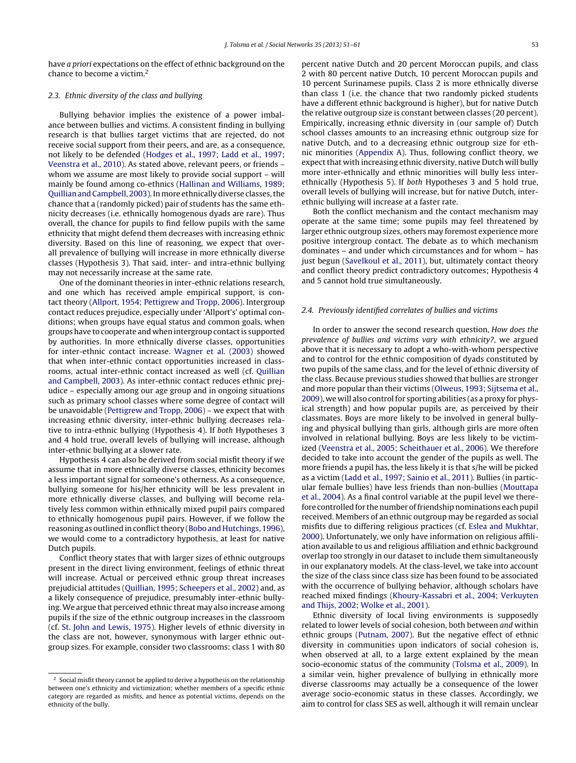have *a priori* expectations on the effect of ethnic background on the chance to become a victim.[2]

### 2.3. Ethnic diversity of the class and bullying

Bullying behavior implies the existence of a power imbalance between bullies and victims. A consistent finding in bullying research is that bullies target victims that are rejected, do not receive social support from their peers, and are, as a consequence, not likely to be defended (Hodges et al., 1997; Ladd et al., 1997; Veenstra et al., 2010). As stated above, relevant peers, or friends – whom we assume are most likely to provide social support – will mainly be found among co-ethnics (Hallinan and Williams, 1989; Quillian and Campbell, 2003). In more ethnically diverse classes, the chance that a (randomly picked) pair of students has the same ethnicity decreases (i.e. ethnically homogenous dyads are rare). Thus overall, the chance for pupils to find fellow pupils with the same ethnicity that might defend them decreases with increasing ethnic diversity. Based on this line of reasoning, we expect that overall prevalence of bullying will increase in more ethnically diverse classes (Hypothesis 3). That said, inter- and intra-ethnic bullying may not necessarily increase at the same rate.

One of the dominant theories in inter-ethnic relations research, and one which has received ample empirical support, is contact theory (Allport, 1954; Pettigrew and Tropp, 2006). Intergroup contact reduces prejudice, especially under 'Allport's' optimal conditions; when groups have equal status and common goals, when groups have to cooperate and when intergroup contact is supported by authorities. In more ethnically diverse classes, opportunities for inter-ethnic contact increase. Wagner et al. (2003) showed that when inter-ethnic contact opportunities increased in classrooms, actual inter-ethnic contact increased as well (cf. Quillian and Campbell, 2003). As inter-ethnic contact reduces ethnic prejudice – especially among our age group and in ongoing situations such as primary school classes where some degree of contact will be unavoidable (Pettigrew and Tropp, 2006) – we expect that with increasing ethnic diversity, inter-ethnic bullying decreases relative to intra-ethnic bullying (Hypothesis 4). If *both* Hypotheses 3 and 4 hold true, overall levels of bullying will increase, although inter-ethnic bullying at a slower rate.

Hypothesis 4 can also be derived from social misfit theory if we assume that in more ethnically diverse classes, ethnicity becomes a less important signal for someone's otherness. As a consequence, bullying someone for his/her ethnicity will be less prevalent in more ethnically diverse classes, and bullying will become relatively less common within ethnically mixed pupil pairs compared to ethnically homogenous pupil pairs. However, if we follow the reasoning as outlined in conflict theory (Bobo and Hutchings, 1996), we would come to a contradictory hypothesis, at least for native Dutch pupils.

Conflict theory states that with larger sizes of ethnic outgroups present in the direct living environment, feelings of ethnic threat will increase. Actual or perceived ethnic group threat increases prejudicial attitudes (Quillian, 1995; Scheepers et al., 2002) and, as a likely consequence of prejudice, presumably inter-ethnic bullying. We argue that perceived ethnic threat may also increase among pupils if the size of the ethnic outgroup increases in the classroom (cf. St. John and Lewis, 1975). Higher levels of ethnic diversity in the class are not, however, synonymous with larger ethnic outgroup sizes. For example, consider two classrooms: class 1 with 80 percent native Dutch and 20 percent Moroccan pupils, and class 2 with 80 percent native Dutch, 10 percent Moroccan pupils and 10 percent Surinamese pupils. Class 2 is more ethnically diverse than class 1 (i.e. the chance that two randomly picked students have a different ethnic background is higher), but for native Dutch the relative outgroup size is constant between classes (20 percent). Empirically, increasing ethnic diversity in (our sample of) Dutch school classes amounts to an increasing ethnic outgroup size for native Dutch, and to a decreasing ethnic outgroup size for ethnic minorities (Appendix A). Thus, following conflict theory, we expect that with increasing ethnic diversity, native Dutch will bully more inter-ethnically and ethnic minorities will bully less inter-ethnically (Hypothesis 5). If *both* Hypotheses 3 and 5 hold true, overall levels of bullying will increase, but for native Dutch, inter-ethnic bullying will increase at a faster rate.

Both the conflict mechanism and the contact mechanism may operate at the same time; some pupils may feel threatened by larger ethnic outgroup sizes, others may foremost experience more positive intergroup contact. The debate as to which mechanism dominates – and under which circumstances and for whom – has just begun (Savelkoul et al., 2011), but, ultimately contact theory and conflict theory predict contradictory outcomes; Hypothesis 4 and 5 cannot hold true simultaneously.

### 2.4. Previously identified correlates of bullies and victims

In order to answer the second research question, *How does the prevalence of bullies and victims vary with ethnicity?*, we argued above that it is necessary to adopt a who-with-whom perspective and to control for the ethnic composition of dyads constituted by two pupils of the same class, and for the level of ethnic diversity of the class. Because previous studies showed that bullies are stronger and more popular than their victims (Olweus, 1993; Sijtsema et al., 2009), we will also control for sporting abilities (as a proxy for physical strength) and how popular pupils are, as perceived by their classmates. Boys are more likely to be involved in general bullying and physical bullying than girls, although girls are more often involved in relational bullying. Boys are less likely to be victimized (Veenstra et al., 2005; Scheithauer et al., 2006). We therefore decided to take into account the gender of the pupils as well. The more friends a pupil has, the less likely it is that s/he will be picked as a victim (Ladd et al., 1997; Sainio et al., 2011). Bullies (in particular female bullies) have less friends than non-bullies (Mouttapa et al., 2004). As a final control variable at the pupil level we therefore controlled for the number of friendship nominations each pupil received. Members of an ethnic outgroup may be regarded as social misfits due to differing religious practices (cf. Eslea and Mukhtar, 2000). Unfortunately, we only have information on religious affiliation available to us and religious affiliation and ethnic background overlap too strongly in our dataset to include them simultaneously in our explanatory models. At the class-level, we take into account the size of the class since class size has been found to be associated with the occurrence of bullying behavior, although scholars have reached mixed findings (Khoury-Kassabri et al., 2004; Verkuyten and Thijs, 2002; Wolke et al., 2001).

Ethnic diversity of local living environments is supposedly related to lower levels of social cohesion, both between *and* within ethnic groups (Putnam, 2007). But the negative effect of ethnic diversity in communities upon indicators of social cohesion is, when observed at all, to a large extent explained by the mean socio-economic status of the community (Tolsma et al., 2009). In a similar vein, higher prevalence of bullying in ethnically more diverse classrooms may actually be a consequence of the lower average socio-economic status in these classes. Accordingly, we aim to control for class SES as well, although it will remain unclear

[2] Social misfit theory cannot be applied to derive a hypothesis on the relationship between one's ethnicity and victimization; whether members of a specific ethnic category are regarded as misfits, and hence as potential victims, depends on the ethnicity of the bully.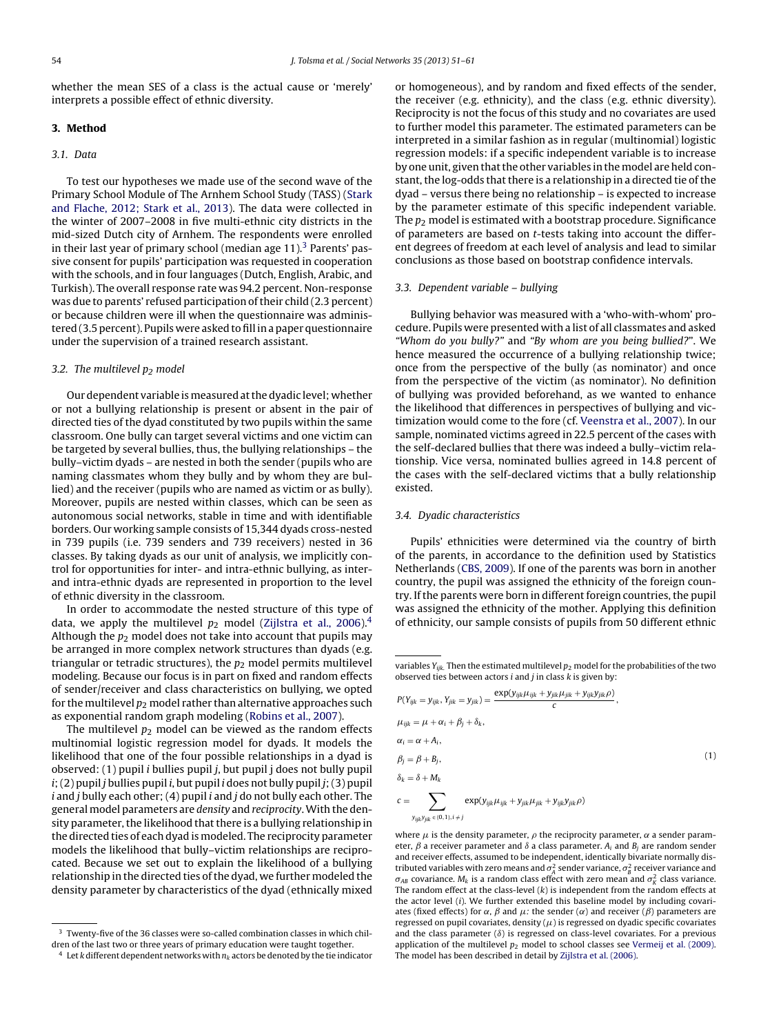whether the mean SES of a class is the actual cause or 'merely' interprets a possible effect of ethnic diversity.

## 3. Method

### 3.1. Data

To test our hypotheses we made use of the second wave of the Primary School Module of The Arnhem School Study (TASS) (Stark and Flache, 2012; Stark et al., 2013). The data were collected in the winter of 2007–2008 in five multi-ethnic city districts in the mid-sized Dutch city of Arnhem. The respondents were enrolled in their last year of primary school (median age 11).[3] Parents' passive consent for pupils' participation was requested in cooperation with the schools, and in four languages (Dutch, English, Arabic, and Turkish). The overall response rate was 94.2 percent. Non-response was due to parents' refused participation of their child (2.3 percent) or because children were ill when the questionnaire was administered (3.5 percent). Pupils were asked to fill in a paper questionnaire under the supervision of a trained research assistant.

### 3.2. The multilevel $p_2$ model

Our dependent variable is measured at the dyadic level; whether or not a bullying relationship is present or absent in the pair of directed ties of the dyad constituted by two pupils within the same classroom. One bully can target several victims and one victim can be targeted by several bullies, thus, the bullying relationships – the bully–victim dyads – are nested in both the sender (pupils who are naming classmates whom they bully and by whom they are bullied) and the receiver (pupils who are named as victim or as bully). Moreover, pupils are nested within classes, which can be seen as autonomous social networks, stable in time and with identifiable borders. Our working sample consists of 15,344 dyads cross-nested in 739 pupils (i.e. 739 senders and 739 receivers) nested in 36 classes. By taking dyads as our unit of analysis, we implicitly control for opportunities for inter- and intra-ethnic bullying, as inter- and intra-ethnic dyads are represented in proportion to the level of ethnic diversity in the classroom.

In order to accommodate the nested structure of this type of data, we apply the multilevel $p_2$ model (Zijlstra et al., 2006).[4] Although the $p_2$ model does not take into account that pupils may be arranged in more complex network structures than dyads (e.g. triangular or tetradic structures), the $p_2$ model permits multilevel modeling. Because our focus is in part on fixed and random effects of sender/receiver and class characteristics on bullying, we opted for the multilevel $p_2$ model rather than alternative approaches such as exponential random graph modeling (Robins et al., 2007).

The multilevel $p_2$ model can be viewed as the random effects multinomial logistic regression model for dyads. It models the likelihood that one of the four possible relationships in a dyad is observed: (1) pupil *i* bullies pupil *j*, but pupil j does not bully pupil *i*; (2) pupil *j* bullies pupil *i*, but pupil *i* does not bully pupil *j*; (3) pupil *i* and *j* bully each other; (4) pupil *i* and *j* do not bully each other. The general model parameters are *density* and *reciprocity*. With the density parameter, the likelihood that there is a bullying relationship in the directed ties of each dyad is modeled. The reciprocity parameter models the likelihood that bully–victim relationships are reciprocated. Because we set out to explain the likelihood of a bullying relationship in the directed ties of the dyad, we further modeled the density parameter by characteristics of the dyad (ethnically mixed or homogeneous), and by random and fixed effects of the sender, the receiver (e.g. ethnicity), and the class (e.g. ethnic diversity). Reciprocity is not the focus of this study and no covariates are used to further model this parameter. The estimated parameters can be interpreted in a similar fashion as in regular (multinomial) logistic regression models: if a specific independent variable is to increase by one unit, given that the other variables in the model are held constant, the log-odds that there is a relationship in a directed tie of the dyad – versus there being no relationship – is expected to increase by the parameter estimate of this specific independent variable. The $p_2$ model is estimated with a bootstrap procedure. Significance of parameters are based on *t*-tests taking into account the different degrees of freedom at each level of analysis and lead to similar conclusions as those based on bootstrap confidence intervals.

### 3.3. Dependent variable – bullying

Bullying behavior was measured with a 'who-with-whom' procedure. Pupils were presented with a list of all classmates and asked *"Whom do you bully?"* and *"By whom are you being bullied?"*. We hence measured the occurrence of a bullying relationship twice; once from the perspective of the bully (as nominator) and once from the perspective of the victim (as nominator). No definition of bullying was provided beforehand, as we wanted to enhance the likelihood that differences in perspectives of bullying and victimization would come to the fore (cf. Veenstra et al., 2007). In our sample, nominated victims agreed in 22.5 percent of the cases with the self-declared bullies that there was indeed a bully–victim relationship. Vice versa, nominated bullies agreed in 14.8 percent of the cases with the self-declared victims that a bully relationship existed.

### 3.4. Dyadic characteristics

Pupils' ethnicities were determined via the country of birth of the parents, in accordance to the definition used by Statistics Netherlands (CBS, 2009). If one of the parents was born in another country, the pupil was assigned the ethnicity of the foreign country. If the parents were born in different foreign countries, the pupil was assigned the ethnicity of the mother. Applying this definition of ethnicity, our sample consists of pupils from 50 different ethnic

---

[3] Twenty-five of the 36 classes were so-called combination classes in which children of the last two or three years of primary education were taught together.

[4] Let $k$ different dependent networks with $n_k$ actors be denoted by the tie indicator variables $Y_{ijk}$. Then the estimated multilevel $p_2$ model for the probabilities of the two observed ties between actors $i$ and $j$ in class $k$ is given by:

$$
\begin{aligned}
&P(Y_{ijk} = y_{ijk}, Y_{jik} = y_{jik}) = \frac{\exp(y_{ijk}\mu_{ijk} + y_{jik}\mu_{jik} + y_{ijk}y_{jik}\rho)}{c},\\
&\mu_{ijk} = \mu + \alpha_i + \beta_j + \delta_k,\\
&\alpha_i = \alpha + A_i,\\
&\beta_j = \beta + B_j,\\
&\delta_k = \delta + M_k\\
&c = \sum_{y_{ijk}y_{jik} \in \{0,1\}, i \neq j} \exp(y_{ijk}\mu_{ijk} + y_{jik}\mu_{jik} + y_{ijk}y_{jik}\rho)
\end{aligned}
\tag{1}
$$

where $\mu$ is the density parameter, $\rho$ the reciprocity parameter, $\alpha$ a sender parameter, $\beta$ a receiver parameter and $\delta$ a class parameter. $A_i$ and $B_j$ are random sender and receiver effects, assumed to be independent, identically bivariate normally distributed variables with zero means and $\sigma_A^2$ sender variance, $\sigma_B^2$ receiver variance and $\sigma_{AB}$ covariance. $M_k$ is a random class effect with zero mean and $\sigma_K^2$ class variance. The random effect at the class-level ($k$) is independent from the random effects at the actor level ($i$). We further extended this baseline model by including covariates (fixed effects) for $\alpha$, $\beta$ and $\mu$: the sender ($\alpha$) and receiver ($\beta$) parameters are regressed on pupil covariates, density ($\mu$) is regressed on dyadic specific covariates and the class parameter ($\delta$) is regressed on class-level covariates. For a previous application of the multilevel $p_2$ model to school classes see Vermeij et al. (2009). The model has been described in detail by Zijlstra et al. (2006).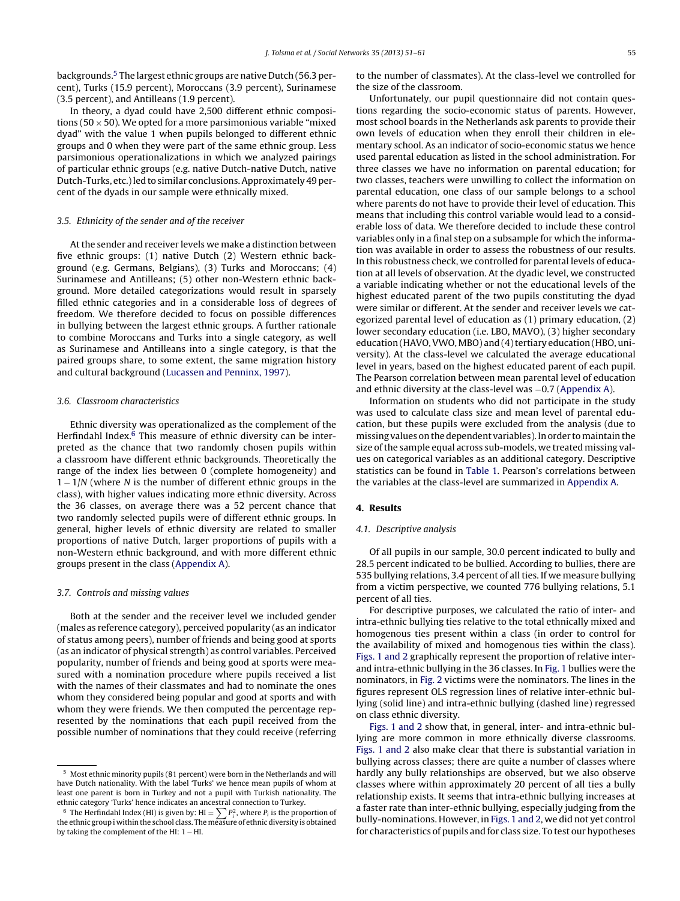backgrounds.[5] The largest ethnic groups are native Dutch (56.3 percent), Turks (15.9 percent), Moroccans (3.9 percent), Surinamese (3.5 percent), and Antilleans (1.9 percent).

In theory, a dyad could have 2,500 different ethnic compositions (50 × 50). We opted for a more parsimonious variable "mixed dyad" with the value 1 when pupils belonged to different ethnic groups and 0 when they were part of the same ethnic group. Less parsimonious operationalizations in which we analyzed pairings of particular ethnic groups (e.g. native Dutch-native Dutch, native Dutch-Turks, etc.) led to similar conclusions. Approximately 49 percent of the dyads in our sample were ethnically mixed.

### 3.5. Ethnicity of the sender and of the receiver

At the sender and receiver levels we make a distinction between five ethnic groups: (1) native Dutch (2) Western ethnic background (e.g. Germans, Belgians), (3) Turks and Moroccans; (4) Surinamese and Antilleans; (5) other non-Western ethnic background. More detailed categorizations would result in sparsely filled ethnic categories and in a considerable loss of degrees of freedom. We therefore decided to focus on possible differences in bullying between the largest ethnic groups. A further rationale to combine Moroccans and Turks into a single category, as well as Surinamese and Antilleans into a single category, is that the paired groups share, to some extent, the same migration history and cultural background (Lucassen and Penninx, 1997).

### 3.6. Classroom characteristics

Ethnic diversity was operationalized as the complement of the Herfindahl Index.[6] This measure of ethnic diversity can be interpreted as the chance that two randomly chosen pupils within a classroom have different ethnic backgrounds. Theoretically the range of the index lies between 0 (complete homogeneity) and $1 - 1/N$ (where $N$ is the number of different ethnic groups in the class), with higher values indicating more ethnic diversity. Across the 36 classes, on average there was a 52 percent chance that two randomly selected pupils were of different ethnic groups. In general, higher levels of ethnic diversity are related to smaller proportions of native Dutch, larger proportions of pupils with a non-Western ethnic background, and with more different ethnic groups present in the class (Appendix A).

### 3.7. Controls and missing values

Both at the sender and the receiver level we included gender (males as reference category), perceived popularity (as an indicator of status among peers), number of friends and being good at sports (as an indicator of physical strength) as control variables. Perceived popularity, number of friends and being good at sports were measured with a nomination procedure where pupils received a list with the names of their classmates and had to nominate the ones whom they considered being popular and good at sports and with whom they were friends. We then computed the percentage represented by the nominations that each pupil received from the possible number of nominations that they could receive (referring to the number of classmates). At the class-level we controlled for the size of the classroom.

Unfortunately, our pupil questionnaire did not contain questions regarding the socio-economic status of parents. However, most school boards in the Netherlands ask parents to provide their own levels of education when they enroll their children in elementary school. As an indicator of socio-economic status we hence used parental education as listed in the school administration. For three classes we have no information on parental education; for two classes, teachers were unwilling to collect the information on parental education, one class of our sample belongs to a school where parents do not have to provide their level of education. This means that including this control variable would lead to a considerable loss of data. We therefore decided to include these control variables only in a final step on a subsample for which the information was available in order to assess the robustness of our results. In this robustness check, we controlled for parental levels of education at all levels of observation. At the dyadic level, we constructed a variable indicating whether or not the educational levels of the highest educated parent of the two pupils constituting the dyad were similar or different. At the sender and receiver levels we categorized parental level of education as (1) primary education, (2) lower secondary education (i.e. LBO, MAVO), (3) higher secondary education (HAVO, VWO, MBO) and (4) tertiary education (HBO, university). At the class-level we calculated the average educational level in years, based on the highest educated parent of each pupil. The Pearson correlation between mean parental level of education and ethnic diversity at the class-level was −0.7 (Appendix A).

Information on students who did not participate in the study was used to calculate class size and mean level of parental education, but these pupils were excluded from the analysis (due to missing values on the dependent variables). In order to maintain the size of the sample equal across sub-models, we treated missing values on categorical variables as an additional category. Descriptive statistics can be found in Table 1. Pearson's correlations between the variables at the class-level are summarized in Appendix A.

## 4. Results

### 4.1. Descriptive analysis

Of all pupils in our sample, 30.0 percent indicated to bully and 28.5 percent indicated to be bullied. According to bullies, there are 535 bullying relations, 3.4 percent of all ties. If we measure bullying from a victim perspective, we counted 776 bullying relations, 5.1 percent of all ties.

For descriptive purposes, we calculated the ratio of inter- and intra-ethnic bullying ties relative to the total ethnically mixed and homogenous ties present within a class (in order to control for the availability of mixed and homogenous ties within the class). Figs. 1 and 2 graphically represent the proportion of relative inter- and intra-ethnic bullying in the 36 classes. In Fig. 1 bullies were the nominators, in Fig. 2 victims were the nominators. The lines in the figures represent OLS regression lines of relative inter-ethnic bullying (solid line) and intra-ethnic bullying (dashed line) regressed on class ethnic diversity.

Figs. 1 and 2 show that, in general, inter- and intra-ethnic bullying are more common in more ethnically diverse classrooms. Figs. 1 and 2 also make clear that there is substantial variation in bullying across classes; there are quite a number of classes where hardly any bully relationships are observed, but we also observe classes where within approximately 20 percent of all ties a bully relationship exists. It seems that intra-ethnic bullying increases at a faster rate than inter-ethnic bullying, especially judging from the bully-nominations. However, in Figs. 1 and 2, we did not yet control for characteristics of pupils and for class size. To test our hypotheses

[5] Most ethnic minority pupils (81 percent) were born in the Netherlands and will have Dutch nationality. With the label 'Turks' we hence mean pupils of whom at least one parent is born in Turkey and not a pupil with Turkish nationality. The ethnic category 'Turks' hence indicates an ancestral connection to Turkey.

[6] The Herfindahl Index (HI) is given by: $\mathrm{HI} = \sum P_i^2$, where $P_i$ is the proportion of the ethnic group i within the school class. The measure of ethnic diversity is obtained by taking the complement of the HI: $1 - \mathrm{HI}$.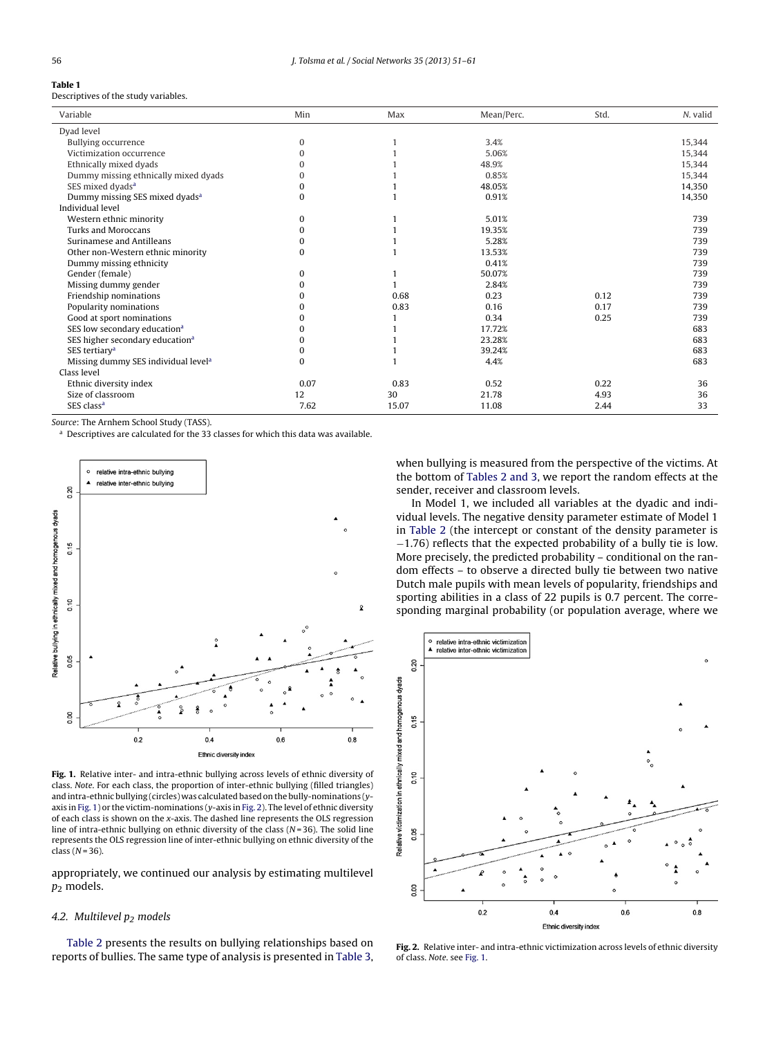**Table 1**
Descriptives of the study variables.

| Variable | Min | Max | Mean/Perc. | Std. | N. valid |
|---|---|---|---|---|---|
| Dyad level | | | | | |
| Bullying occurrence | 0 | 1 | 3.4% | | 15,344 |
| Victimization occurrence | 0 | 1 | 5.06% | | 15,344 |
| Ethnically mixed dyads | 0 | 1 | 48.9% | | 15,344 |
| Dummy missing ethnically mixed dyads | 0 | 1 | 0.85% | | 15,344 |
| SES mixed dyads[a] | 0 | 1 | 48.05% | | 14,350 |
| Dummy missing SES mixed dyads[a] | 0 | 1 | 0.91% | | 14,350 |
| Individual level | | | | | |
| Western ethnic minority | 0 | 1 | 5.01% | | 739 |
| Turks and Moroccans | 0 | 1 | 19.35% | | 739 |
| Surinamese and Antilleans | 0 | 1 | 5.28% | | 739 |
| Other non-Western ethnic minority | 0 | 1 | 13.53% | | 739 |
| Dummy missing ethnicity | | | 0.41% | | 739 |
| Gender (female) | 0 | 1 | 50.07% | | 739 |
| Missing dummy gender | 0 | 1 | 2.84% | | 739 |
| Friendship nominations | 0 | 0.68 | 0.23 | 0.12 | 739 |
| Popularity nominations | 0 | 0.83 | 0.16 | 0.17 | 739 |
| Good at sport nominations | 0 | 1 | 0.34 | 0.25 | 739 |
| SES low secondary education[a] | 0 | 1 | 17.72% | | 683 |
| SES higher secondary education[a] | 0 | 1 | 23.28% | | 683 |
| SES tertiary[a] | 0 | 1 | 39.24% | | 683 |
| Missing dummy SES individual level[a] | 0 | 1 | 4.4% | | 683 |
| Class level | | | | | |
| Ethnic diversity index | 0.07 | 0.83 | 0.52 | 0.22 | 36 |
| Size of classroom | 12 | 30 | 21.78 | 4.93 | 36 |
| SES class[a] | 7.62 | 15.07 | 11.08 | 2.44 | 33 |

*Source*: The Arnhem School Study (TASS).

[a] Descriptives are calculated for the 33 classes for which this data was available.

**Fig. 1.** Relative inter- and intra-ethnic bullying across levels of ethnic diversity of class. *Note.* For each class, the proportion of inter-ethnic bullying (filled triangles) and intra-ethnic bullying (circles) was calculated based on the bully-nominations (*y*-axis in Fig. 1) or the victim-nominations (*y*-axis in Fig. 2). The level of ethnic diversity of each class is shown on the *x*-axis. The dashed line represents the OLS regression line of intra-ethnic bullying on ethnic diversity of the class (*N* = 36). The solid line represents the OLS regression line of inter-ethnic bullying on ethnic diversity of the class (*N* = 36).

appropriately, we continued our analysis by estimating multilevel $p_2$ models.

### 4.2. Multilevel $p_2$ models

Table 2 presents the results on bullying relationships based on reports of bullies. The same type of analysis is presented in Table 3, when bullying is measured from the perspective of the victims. At the bottom of Tables 2 and 3, we report the random effects at the sender, receiver and classroom levels.

In Model 1, we included all variables at the dyadic and individual levels. The negative density parameter estimate of Model 1 in Table 2 (the intercept or constant of the density parameter is −1.76) reflects that the expected probability of a bully tie is low. More precisely, the predicted probability – conditional on the random effects – to observe a directed bully tie between two native Dutch male pupils with mean levels of popularity, friendships and sporting abilities in a class of 22 pupils is 0.7 percent. The corresponding marginal probability (or population average, where we

**Fig. 2.** Relative inter- and intra-ethnic victimization across levels of ethnic diversity of class. *Note.* see Fig. 1.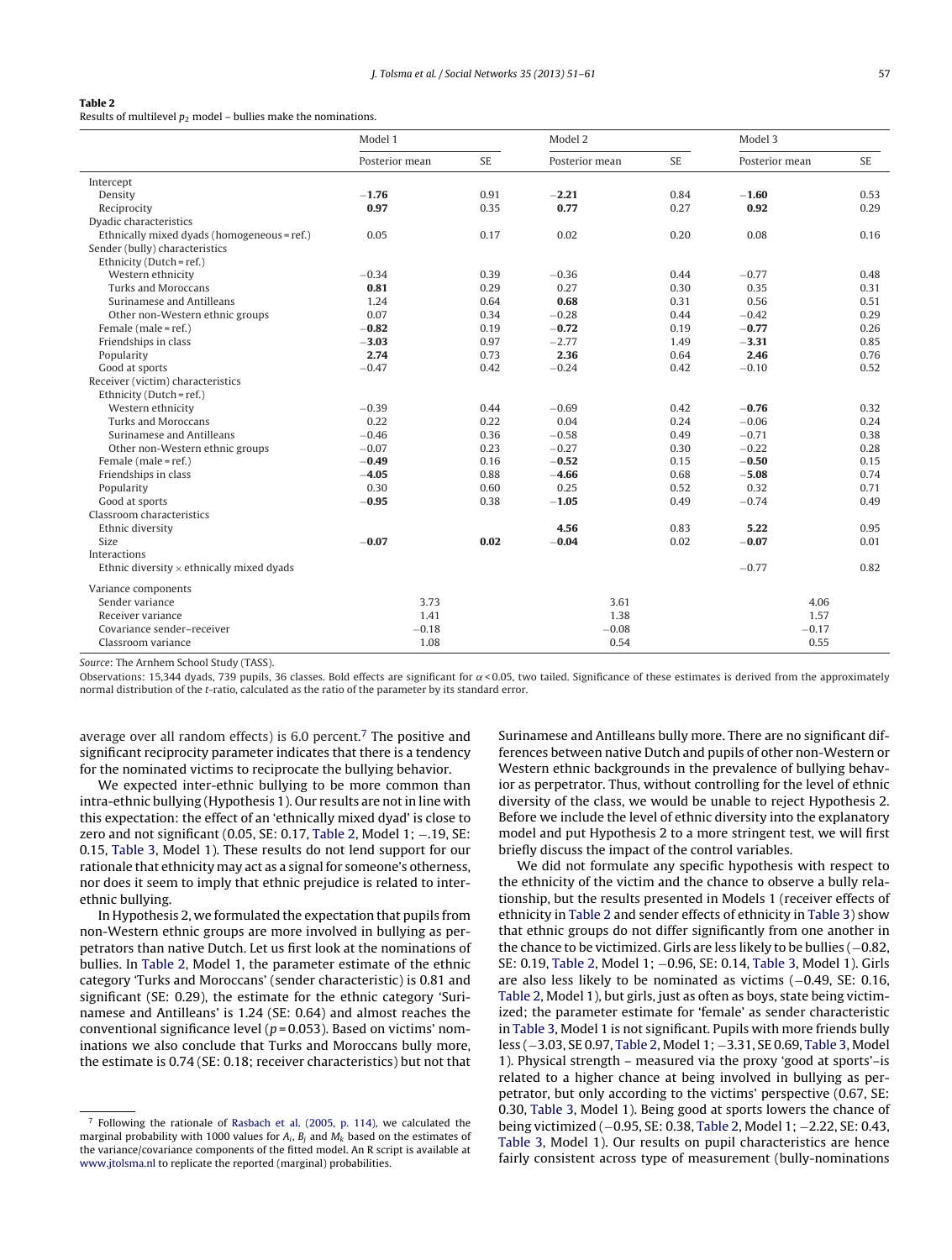**Table 2**
Results of multilevel $p_2$ model – bullies make the nominations.

| | Model 1 | | Model 2 | | Model 3 | |
|---|---|---|---|---|---|---|
| | Posterior mean | SE | Posterior mean | SE | Posterior mean | SE |
| Intercept | | | | | | |
| Density | **−1.76** | 0.91 | **−2.21** | 0.84 | **−1.60** | 0.53 |
| Reciprocity | **0.97** | 0.35 | **0.77** | 0.27 | **0.92** | 0.29 |
| Dyadic characteristics | | | | | | |
| Ethnically mixed dyads (homogeneous = ref.) | 0.05 | 0.17 | 0.02 | 0.20 | 0.08 | 0.16 |
| Sender (bully) characteristics | | | | | | |
| Ethnicity (Dutch = ref.) | | | | | | |
| Western ethnicity | −0.34 | 0.39 | −0.36 | 0.44 | −0.77 | 0.48 |
| Turks and Moroccans | **0.81** | 0.29 | 0.27 | 0.30 | 0.35 | 0.31 |
| Surinamese and Antilleans | 1.24 | 0.64 | **0.68** | 0.31 | 0.56 | 0.51 |
| Other non-Western ethnic groups | 0.07 | 0.34 | −0.28 | 0.44 | −0.42 | 0.29 |
| Female (male = ref.) | **−0.82** | 0.19 | **−0.72** | 0.19 | **−0.77** | 0.26 |
| Friendships in class | **−3.03** | 0.97 | −2.77 | 1.49 | **−3.31** | 0.85 |
| Popularity | **2.74** | 0.73 | **2.36** | 0.64 | **2.46** | 0.76 |
| Good at sports | −0.47 | 0.42 | −0.24 | 0.42 | −0.10 | 0.52 |
| Receiver (victim) characteristics | | | | | | |
| Ethnicity (Dutch = ref.) | | | | | | |
| Western ethnicity | −0.39 | 0.44 | −0.69 | 0.42 | **−0.76** | 0.32 |
| Turks and Moroccans | 0.22 | 0.22 | 0.04 | 0.24 | −0.06 | 0.24 |
| Surinamese and Antilleans | −0.46 | 0.36 | −0.58 | 0.49 | −0.71 | 0.38 |
| Other non-Western ethnic groups | −0.07 | 0.23 | −0.27 | 0.30 | −0.22 | 0.28 |
| Female (male = ref.) | **−0.49** | 0.16 | **−0.52** | 0.15 | **−0.50** | 0.15 |
| Friendships in class | **−4.05** | 0.88 | **−4.66** | 0.68 | **−5.08** | 0.74 |
| Popularity | 0.30 | 0.60 | 0.25 | 0.52 | 0.32 | 0.71 |
| Good at sports | **−0.95** | 0.38 | **−1.05** | 0.49 | −0.74 | 0.49 |
| Classroom characteristics | | | | | | |
| Ethnic diversity | | | **4.56** | 0.83 | **5.22** | 0.95 |
| Size | **−0.07** | **0.02** | **−0.04** | 0.02 | **−0.07** | 0.01 |
| Interactions | | | | | | |
| Ethnic diversity × ethnically mixed dyads | | | | | −0.77 | 0.82 |
| Variance components | | | | | | |
| Sender variance | 3.73 | | 3.61 | | 4.06 | |
| Receiver variance | 1.41 | | 1.38 | | 1.57 | |
| Covariance sender–receiver | −0.18 | | −0.08 | | −0.17 | |
| Classroom variance | 1.08 | | 0.54 | | 0.55 | |

*Source*: The Arnhem School Study (TASS).

Observations: 15,344 dyads, 739 pupils, 36 classes. Bold effects are significant for $\alpha < 0.05$, two tailed. Significance of these estimates is derived from the approximately normal distribution of the *t*-ratio, calculated as the ratio of the parameter by its standard error.

average over all random effects) is 6.0 percent.[7] The positive and significant reciprocity parameter indicates that there is a tendency for the nominated victims to reciprocate the bullying behavior.

We expected inter-ethnic bullying to be more common than intra-ethnic bullying (Hypothesis 1). Our results are not in line with this expectation: the effect of an 'ethnically mixed dyad' is close to zero and not significant (0.05, SE: 0.17, Table 2, Model 1; −.19, SE: 0.15, Table 3, Model 1). These results do not lend support for our rationale that ethnicity may act as a signal for someone's otherness, nor does it seem to imply that ethnic prejudice is related to inter-ethnic bullying.

In Hypothesis 2, we formulated the expectation that pupils from non-Western ethnic groups are more involved in bullying as perpetrators than native Dutch. Let us first look at the nominations of bullies. In Table 2, Model 1, the parameter estimate of the ethnic category 'Turks and Moroccans' (sender characteristic) is 0.81 and significant (SE: 0.29), the estimate for the ethnic category 'Surinamese and Antilleans' is 1.24 (SE: 0.64) and almost reaches the conventional significance level ($p = 0.053$). Based on victims' nominations we also conclude that Turks and Moroccans bully more, the estimate is 0.74 (SE: 0.18; receiver characteristics) but not that Surinamese and Antilleans bully more. There are no significant differences between native Dutch and pupils of other non-Western or Western ethnic backgrounds in the prevalence of bullying behavior as perpetrator. Thus, without controlling for the level of ethnic diversity of the class, we would be unable to reject Hypothesis 2. Before we include the level of ethnic diversity into the explanatory model and put Hypothesis 2 to a more stringent test, we will first briefly discuss the impact of the control variables.

We did not formulate any specific hypothesis with respect to the ethnicity of the victim and the chance to observe a bully relationship, but the results presented in Models 1 (receiver effects of ethnicity in Table 2 and sender effects of ethnicity in Table 3) show that ethnic groups do not differ significantly from one another in the chance to be victimized. Girls are less likely to be bullies (−0.82, SE: 0.19, Table 2, Model 1; −0.96, SE: 0.14, Table 3, Model 1). Girls are also less likely to be nominated as victims (−0.49, SE: 0.16, Table 2, Model 1), but girls, just as often as boys, state being victimized; the parameter estimate for 'female' as sender characteristic in Table 3, Model 1 is not significant. Pupils with more friends bully less (−3.03, SE 0.97, Table 2, Model 1; −3.31, SE 0.69, Table 3, Model 1). Physical strength – measured via the proxy 'good at sports'–is related to a higher chance at being involved in bullying as perpetrator, but only according to the victims' perspective (0.67, SE: 0.30, Table 3, Model 1). Being good at sports lowers the chance of being victimized (−0.95, SE: 0.38, Table 2, Model 1; −2.22, SE: 0.43, Table 3, Model 1). Our results on pupil characteristics are hence fairly consistent across type of measurement (bully-nominations

[7] Following the rationale of Rasbach et al. (2005, p. 114), we calculated the marginal probability with 1000 values for $A_i$, $B_j$ and $M_k$ based on the estimates of the variance/covariance components of the fitted model. An R script is available at www.jtolsma.nl to replicate the reported (marginal) probabilities.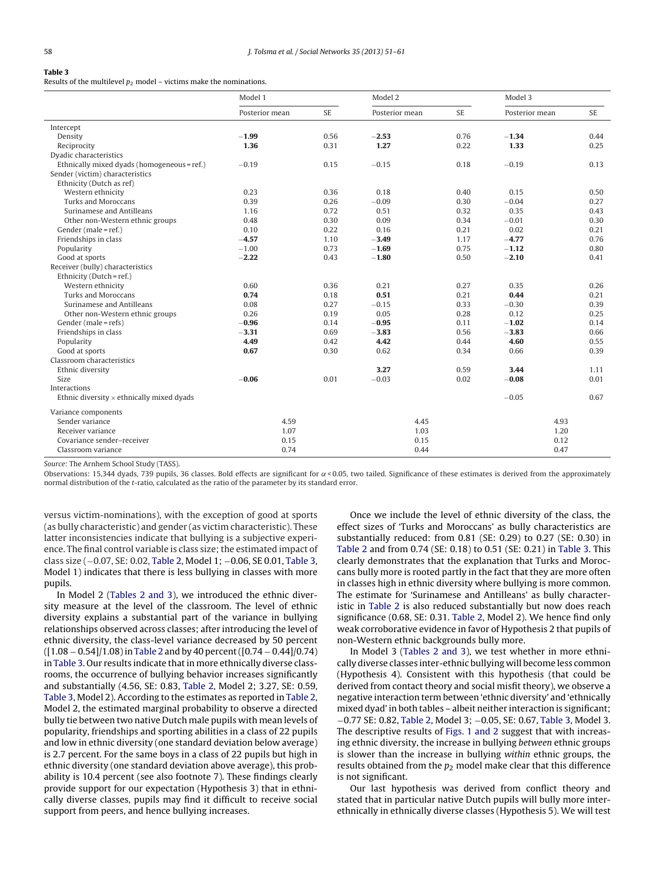**Table 3**
Results of the multilevel $p_2$ model – victims make the nominations.

| | Model 1 | | Model 2 | | Model 3 | |
|---|---|---|---|---|---|---|
| | Posterior mean | SE | Posterior mean | SE | Posterior mean | SE |
| Intercept | | | | | | |
| Density | **−1.99** | 0.56 | **−2.53** | 0.76 | **−1.34** | 0.44 |
| Reciprocity | **1.36** | 0.31 | **1.27** | 0.22 | **1.33** | 0.25 |
| Dyadic characteristics | | | | | | |
| Ethnically mixed dyads (homogeneous = ref.) | −0.19 | 0.15 | −0.15 | 0.18 | −0.19 | 0.13 |
| Sender (victim) characteristics | | | | | | |
| Ethnicity (Dutch as ref) | | | | | | |
| Western ethnicity | 0.23 | 0.36 | 0.18 | 0.40 | 0.15 | 0.50 |
| Turks and Moroccans | 0.39 | 0.26 | −0.09 | 0.30 | −0.04 | 0.27 |
| Surinamese and Antilleans | 1.16 | 0.72 | 0.51 | 0.32 | 0.35 | 0.43 |
| Other non-Western ethnic groups | 0.48 | 0.30 | 0.09 | 0.34 | −0.01 | 0.30 |
| Gender (male = ref.) | 0.10 | 0.22 | 0.16 | 0.21 | 0.02 | 0.21 |
| Friendships in class | **−4.57** | 1.10 | **−3.49** | 1.17 | **−4.77** | 0.76 |
| Popularity | −1.00 | 0.73 | **−1.69** | 0.75 | −1.12 | 0.80 |
| Good at sports | **−2.22** | 0.43 | **−1.80** | 0.50 | **−2.10** | 0.41 |
| Receiver (bully) characteristics | | | | | | |
| Ethnicity (Dutch = ref.) | | | | | | |
| Western ethnicity | 0.60 | 0.36 | 0.21 | 0.27 | 0.35 | 0.26 |
| Turks and Moroccans | **0.74** | 0.18 | **0.51** | 0.21 | **0.44** | 0.21 |
| Surinamese and Antilleans | 0.08 | 0.27 | −0.15 | 0.33 | −0.30 | 0.39 |
| Other non-Western ethnic groups | 0.26 | 0.19 | 0.05 | 0.28 | 0.12 | 0.25 |
| Gender (male = refs) | **−0.96** | 0.14 | **−0.95** | 0.11 | **−1.02** | 0.14 |
| Friendships in class | **−3.31** | 0.69 | **−3.83** | 0.56 | **−3.83** | 0.66 |
| Popularity | **4.49** | 0.42 | **4.42** | 0.44 | **4.60** | 0.55 |
| Good at sports | **0.67** | 0.30 | 0.62 | 0.34 | 0.66 | 0.39 |
| Classroom characteristics | | | | | | |
| Ethnic diversity | | | **3.27** | 0.59 | **3.44** | 1.11 |
| Size | **−0.06** | 0.01 | −0.03 | 0.02 | **−0.08** | 0.01 |
| Interactions | | | | | | |
| Ethnic diversity × ethnically mixed dyads | | | | | −0.05 | 0.67 |
| Variance components | | | | | | |
| Sender variance | 4.59 | | 4.45 | | 4.93 | |
| Receiver variance | 1.07 | | 1.03 | | 1.20 | |
| Covariance sender–receiver | 0.15 | | 0.15 | | 0.12 | |
| Classroom variance | 0.74 | | 0.44 | | 0.47 | |

*Source*: The Arnhem School Study (TASS).

Observations: 15,344 dyads, 739 pupils, 36 classes. Bold effects are significant for $\alpha < 0.05$, two tailed. Significance of these estimates is derived from the approximately normal distribution of the *t*-ratio, calculated as the ratio of the parameter by its standard error.

versus victim-nominations), with the exception of good at sports (as bully characteristic) and gender (as victim characteristic). These latter inconsistencies indicate that bullying is a subjective experience. The final control variable is class size; the estimated impact of class size (−0.07, SE: 0.02, Table 2, Model 1; −0.06, SE 0.01, Table 3, Model 1) indicates that there is less bullying in classes with more pupils.

In Model 2 (Tables 2 and 3), we introduced the ethnic diversity measure at the level of the classroom. The level of ethnic diversity explains a substantial part of the variance in bullying relationships observed across classes; after introducing the level of ethnic diversity, the class-level variance decreased by 50 percent ([1.08 − 0.54]/1.08) in Table 2 and by 40 percent ([0.74 − 0.44]/0.74) in Table 3. Our results indicate that in more ethnically diverse classrooms, the occurrence of bullying behavior increases significantly and substantially (4.56, SE: 0.83, Table 2, Model 2; 3.27, SE: 0.59, Table 3, Model 2). According to the estimates as reported in Table 2, Model 2, the estimated marginal probability to observe a directed bully tie between two native Dutch male pupils with mean levels of popularity, friendships and sporting abilities in a class of 22 pupils and low in ethnic diversity (one standard deviation below average) is 2.7 percent. For the same boys in a class of 22 pupils but high in ethnic diversity (one standard deviation above average), this probability is 10.4 percent (see also footnote 7). These findings clearly provide support for our expectation (Hypothesis 3) that in ethnically diverse classes, pupils may find it difficult to receive social support from peers, and hence bullying increases.

Once we include the level of ethnic diversity of the class, the effect sizes of 'Turks and Moroccans' as bully characteristics are substantially reduced: from 0.81 (SE: 0.29) to 0.27 (SE: 0.30) in Table 2 and from 0.74 (SE: 0.18) to 0.51 (SE: 0.21) in Table 3. This clearly demonstrates that the explanation that Turks and Moroccans bully more is rooted partly in the fact that they are more often in classes high in ethnic diversity where bullying is more common. The estimate for 'Surinamese and Antilleans' as bully characteristic in Table 2 is also reduced substantially but now does reach significance (0.68, SE: 0.31. Table 2, Model 2). We hence find only weak corroborative evidence in favor of Hypothesis 2 that pupils of non-Western ethnic backgrounds bully more.

In Model 3 (Tables 2 and 3), we test whether in more ethnically diverse classes inter-ethnic bullying will become less common (Hypothesis 4). Consistent with this hypothesis (that could be derived from contact theory and social misfit theory), we observe a negative interaction term between 'ethnic diversity' and 'ethnically mixed dyad' in both tables – albeit neither interaction is significant; −0.77 SE: 0.82, Table 2, Model 3; −0.05, SE: 0.67, Table 3, Model 3. The descriptive results of Figs. 1 and 2 suggest that with increasing ethnic diversity, the increase in bullying *between* ethnic groups is slower than the increase in bullying *within* ethnic groups, the results obtained from the $p_2$ model make clear that this difference is not significant.

Our last hypothesis was derived from conflict theory and stated that in particular native Dutch pupils will bully more inter-ethnically in ethnically diverse classes (Hypothesis 5). We will test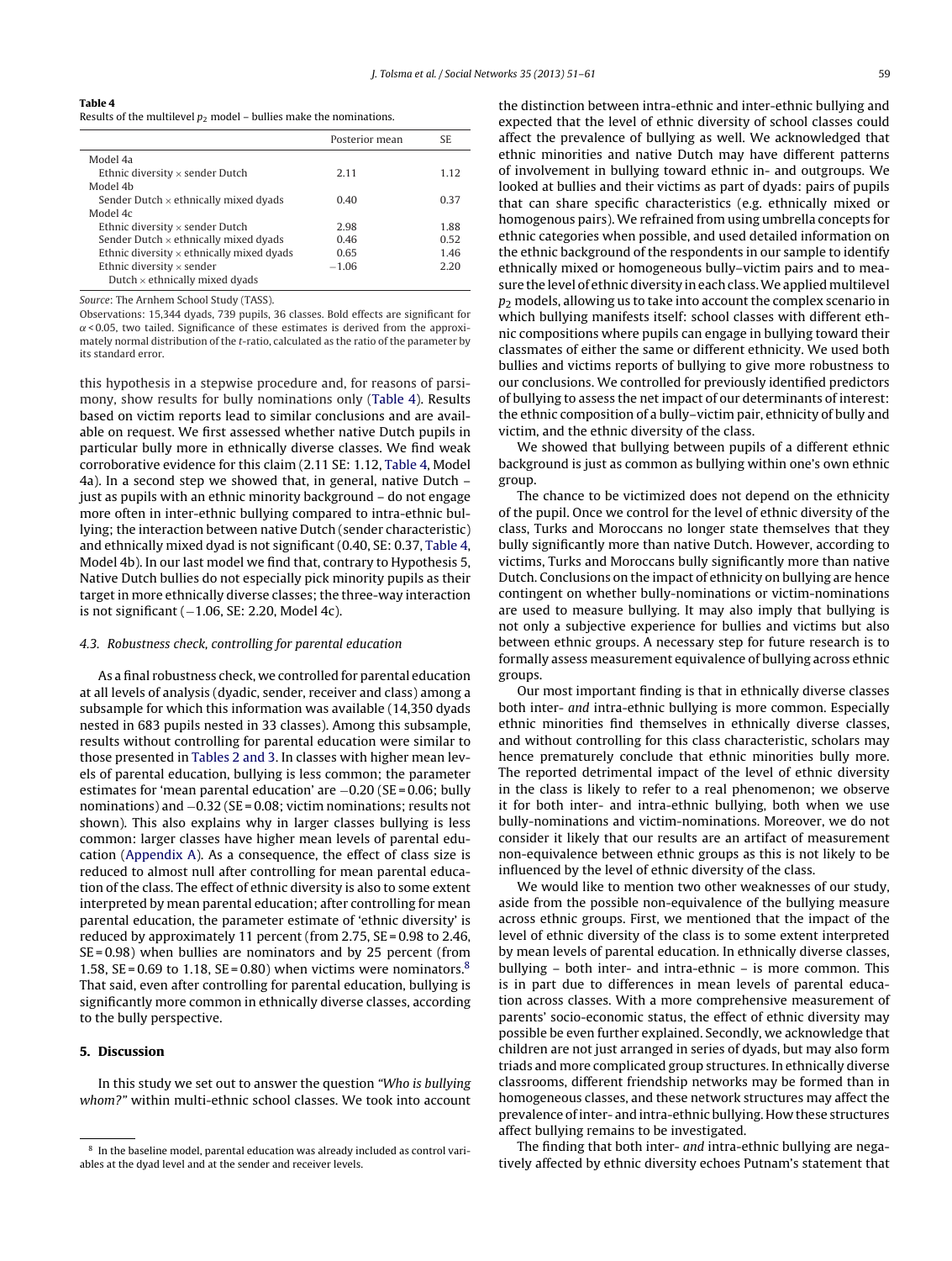**Table 4**
Results of the multilevel $p_2$ model – bullies make the nominations.

| | Posterior mean | SE |
|---|---|---|
| Model 4a | | |
| Ethnic diversity × sender Dutch | 2.11 | 1.12 |
| Model 4b | | |
| Sender Dutch × ethnically mixed dyads | 0.40 | 0.37 |
| Model 4c | | |
| Ethnic diversity × sender Dutch | 2.98 | 1.88 |
| Sender Dutch × ethnically mixed dyads | 0.46 | 0.52 |
| Ethnic diversity × ethnically mixed dyads | 0.65 | 1.46 |
| Ethnic diversity × sender Dutch × ethnically mixed dyads | −1.06 | 2.20 |

*Source*: The Arnhem School Study (TASS).

Observations: 15,344 dyads, 739 pupils, 36 classes. Bold effects are significant for $\alpha < 0.05$, two tailed. Significance of these estimates is derived from the approximately normal distribution of the *t*-ratio, calculated as the ratio of the parameter by its standard error.

this hypothesis in a stepwise procedure and, for reasons of parsimony, show results for bully nominations only (Table 4). Results based on victim reports lead to similar conclusions and are available on request. We first assessed whether native Dutch pupils in particular bully more in ethnically diverse classes. We find weak corroborative evidence for this claim (2.11 SE: 1.12, Table 4, Model 4a). In a second step we showed that, in general, native Dutch – just as pupils with an ethnic minority background – do not engage more often in inter-ethnic bullying compared to intra-ethnic bullying; the interaction between native Dutch (sender characteristic) and ethnically mixed dyad is not significant (0.40, SE: 0.37, Table 4, Model 4b). In our last model we find that, contrary to Hypothesis 5, Native Dutch bullies do not especially pick minority pupils as their target in more ethnically diverse classes; the three-way interaction is not significant (−1.06, SE: 2.20, Model 4c).

### 4.3. Robustness check, controlling for parental education

As a final robustness check, we controlled for parental education at all levels of analysis (dyadic, sender, receiver and class) among a subsample for which this information was available (14,350 dyads nested in 683 pupils nested in 33 classes). Among this subsample, results without controlling for parental education were similar to those presented in Tables 2 and 3. In classes with higher mean levels of parental education, bullying is less common; the parameter estimates for 'mean parental education' are −0.20 (SE = 0.06; bully nominations) and −0.32 (SE = 0.08; victim nominations; results not shown). This also explains why in larger classes bullying is less common: larger classes have higher mean levels of parental education (Appendix A). As a consequence, the effect of class size is reduced to almost null after controlling for mean parental education of the class. The effect of ethnic diversity is also to some extent interpreted by mean parental education; after controlling for mean parental education, the parameter estimate of 'ethnic diversity' is reduced by approximately 11 percent (from 2.75, SE = 0.98 to 2.46, SE = 0.98) when bullies are nominators and by 25 percent (from 1.58, SE = 0.69 to 1.18, SE = 0.80) when victims were nominators.[8] That said, even after controlling for parental education, bullying is significantly more common in ethnically diverse classes, according to the bully perspective.

## 5. Discussion

In this study we set out to answer the question *"Who is bullying whom?"* within multi-ethnic school classes. We took into account the distinction between intra-ethnic and inter-ethnic bullying and expected that the level of ethnic diversity of school classes could affect the prevalence of bullying as well. We acknowledged that ethnic minorities and native Dutch may have different patterns of involvement in bullying toward ethnic in- and outgroups. We looked at bullies and their victims as part of dyads: pairs of pupils that can share specific characteristics (e.g. ethnically mixed or homogenous pairs). We refrained from using umbrella concepts for ethnic categories when possible, and used detailed information on the ethnic background of the respondents in our sample to identify ethnically mixed or homogeneous bully–victim pairs and to measure the level of ethnic diversity in each class. We applied multilevel $p_2$ models, allowing us to take into account the complex scenario in which bullying manifests itself: school classes with different ethnic compositions where pupils can engage in bullying toward their classmates of either the same or different ethnicity. We used both bullies and victims reports of bullying to give more robustness to our conclusions. We controlled for previously identified predictors of bullying to assess the net impact of our determinants of interest: the ethnic composition of a bully–victim pair, ethnicity of bully and victim, and the ethnic diversity of the class.

We showed that bullying between pupils of a different ethnic background is just as common as bullying within one's own ethnic group.

The chance to be victimized does not depend on the ethnicity of the pupil. Once we control for the level of ethnic diversity of the class, Turks and Moroccans no longer state themselves that they bully significantly more than native Dutch. However, according to victims, Turks and Moroccans bully significantly more than native Dutch. Conclusions on the impact of ethnicity on bullying are hence contingent on whether bully-nominations or victim-nominations are used to measure bullying. It may also imply that bullying is not only a subjective experience for bullies and victims but also between ethnic groups. A necessary step for future research is to formally assess measurement equivalence of bullying across ethnic groups.

Our most important finding is that in ethnically diverse classes both inter- *and* intra-ethnic bullying is more common. Especially ethnic minorities find themselves in ethnically diverse classes, and without controlling for this class characteristic, scholars may hence prematurely conclude that ethnic minorities bully more. The reported detrimental impact of the level of ethnic diversity in the class is likely to refer to a real phenomenon; we observe it for both inter- and intra-ethnic bullying, both when we use bully-nominations and victim-nominations. Moreover, we do not consider it likely that our results are an artifact of measurement non-equivalence between ethnic groups as this is not likely to be influenced by the level of ethnic diversity of the class.

We would like to mention two other weaknesses of our study, aside from the possible non-equivalence of the bullying measure across ethnic groups. First, we mentioned that the impact of the level of ethnic diversity of the class is to some extent interpreted by mean levels of parental education. In ethnically diverse classes, bullying – both inter- and intra-ethnic – is more common. This is in part due to differences in mean levels of parental education across classes. With a more comprehensive measurement of parents' socio-economic status, the effect of ethnic diversity may possible be even further explained. Secondly, we acknowledge that children are not just arranged in series of dyads, but may also form triads and more complicated group structures. In ethnically diverse classrooms, different friendship networks may be formed than in homogeneous classes, and these network structures may affect the prevalence of inter- and intra-ethnic bullying. How these structures affect bullying remains to be investigated.

The finding that both inter- *and* intra-ethnic bullying are negatively affected by ethnic diversity echoes Putnam's statement that

[8] In the baseline model, parental education was already included as control variables at the dyad level and at the sender and receiver levels.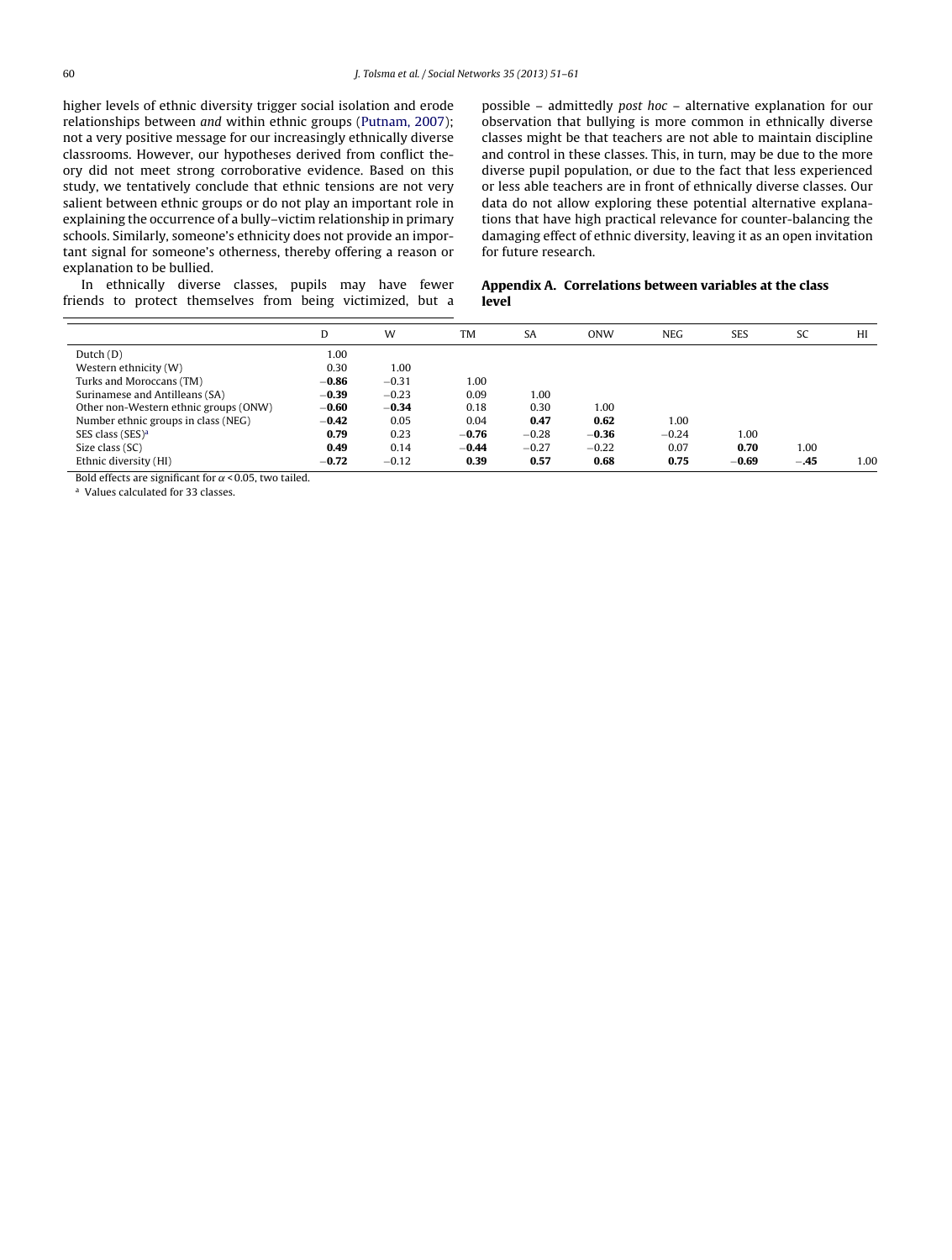higher levels of ethnic diversity trigger social isolation and erode relationships between *and* within ethnic groups (Putnam, 2007); not a very positive message for our increasingly ethnically diverse classrooms. However, our hypotheses derived from conflict theory did not meet strong corroborative evidence. Based on this study, we tentatively conclude that ethnic tensions are not very salient between ethnic groups or do not play an important role in explaining the occurrence of a bully–victim relationship in primary schools. Similarly, someone's ethnicity does not provide an important signal for someone's otherness, thereby offering a reason or explanation to be bullied.

In ethnically diverse classes, pupils may have fewer friends to protect themselves from being victimized, but a possible – admittedly *post hoc* – alternative explanation for our observation that bullying is more common in ethnically diverse classes might be that teachers are not able to maintain discipline and control in these classes. This, in turn, may be due to the more diverse pupil population, or due to the fact that less experienced or less able teachers are in front of ethnically diverse classes. Our data do not allow exploring these potential alternative explanations that have high practical relevance for counter-balancing the damaging effect of ethnic diversity, leaving it as an open invitation for future research.

## Appendix A. Correlations between variables at the class level

| | D | W | TM | SA | ONW | NEG | SES | SC | HI |
|---|---|---|---|---|---|---|---|---|---|
| Dutch (D) | 1.00 | | | | | | | | |
| Western ethnicity (W) | 0.30 | 1.00 | | | | | | | |
| Turks and Moroccans (TM) | **−0.86** | −0.31 | 1.00 | | | | | | |
| Surinamese and Antilleans (SA) | **−0.39** | −0.23 | 0.09 | 1.00 | | | | | |
| Other non-Western ethnic groups (ONW) | **−0.60** | **−0.34** | 0.18 | 0.30 | 1.00 | | | | |
| Number ethnic groups in class (NEG) | **−0.42** | 0.05 | 0.04 | **0.47** | **0.62** | 1.00 | | | |
| SES class (SES)[a] | **0.79** | 0.23 | **−0.76** | −0.28 | **−0.36** | −0.24 | 1.00 | | |
| Size class (SC) | **0.49** | 0.14 | **−0.44** | −0.27 | −0.22 | 0.07 | **0.70** | 1.00 | |
| Ethnic diversity (HI) | **−0.72** | −0.12 | **0.39** | **0.57** | **0.68** | **0.75** | **−0.69** | **−.45** | 1.00 |

Bold effects are significant for $\alpha < 0.05$, two tailed.

[a] Values calculated for 33 classes.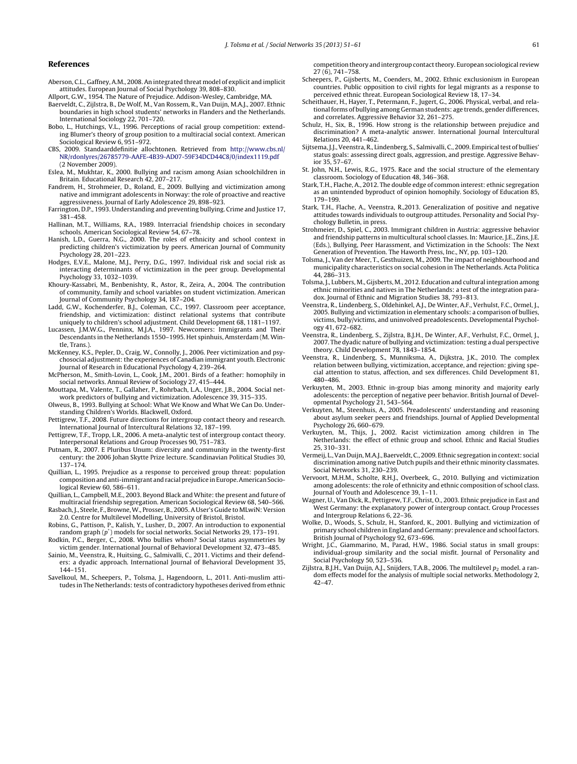## References

Aberson, C.L., Gaffney, A.M., 2008. An integrated threat model of explicit and implicit attitudes. European Journal of Social Psychology 39, 808–830.

Allport, G.W., 1954. The Nature of Prejudice. Addison-Wesley, Cambridge, MA.

Baerveldt, C., Zijlstra, B., De Wolf, M., Van Rossem, R., Van Duijn, M.A.J., 2007. Ethnic boundaries in high school students' networks in Flanders and the Netherlands. International Sociology 22, 701–720.

Bobo, L., Hutchings, V.L., 1996. Perceptions of racial group competition: extending Blumer's theory of group position to a multiracial social context. American Sociological Review 6, 951–972.

CBS, 2009. Standaarddefinitie allochtonen. Retrieved from http://www.cbs.nl/NR/rdonlyres/26785779-AAFE-4B39-AD07-59F34DCD44C8/0/index1119.pdf (2 November 2009).

Eslea, M., Mukhtar, K., 2000. Bullying and racism among Asian schoolchildren in Britain. Educational Research 42, 207–217.

Fandrem, H., Strohmeier, D., Roland, E., 2009. Bullying and victimization among native and immigrant adolescents in Norway: the role of proactive and reactive aggressiveness. Journal of Early Adolescence 29, 898–923.

Farrington, D.P., 1993. Understanding and preventing bullying. Crime and Justice 17, 381–458.

Hallinan, M.T., Williams, R.A., 1989. Interracial friendship choices in secondary schools. American Sociological Review 54, 67–78.

Hanish, L.D., Guerra, N.G., 2000. The roles of ethnicity and school context in predicting children's victimization by peers. American Journal of Community Psychology 28, 201–223.

Hodges, E.V.E., Malone, M.J., Perry, D.G., 1997. Individual risk and social risk as interacting determinants of victimization in the peer group. Developmental Psychology 33, 1032–1039.

Khoury-Kassabri, M., Benbenishty, R., Astor, R., Zeira, A., 2004. The contribution of community, family and school variables on student victimization. American Journal of Community Psychology 34, 187–204.

Ladd, G.W., Kochenderfer, B.J., Coleman, C.C., 1997. Classroom peer acceptance, friendship, and victimization: distinct relational systems that contribute uniquely to children's school adjustment. Child Development 68, 1181–1197.

Lucassen, J.M.W.G., Penninx, M.J.A., 1997. Newcomers: Immigrants and Their Descendants in the Netherlands 1550–1995. Het spinhuis, Amsterdam (M. Wintle, Trans.).

McKenney, K.S., Pepler, D., Craig, W., Connolly, J., 2006. Peer victimization and psychosocial adjustment: the experiences of Canadian immigrant youth. Electronic Journal of Research in Educational Psychology 4, 239–264.

McPherson, M., Smith-Lovin, L., Cook, J.M., 2001. Birds of a feather: homophily in social networks. Annual Review of Sociology 27, 415–444.

Mouttapa, M., Valente, T., Gallaher, P., Rohrbach, L.A., Unger, J.B., 2004. Social network predictors of bullying and victimization. Adolescence 39, 315–335.

Olweus, B., 1993. Bullying at School: What We Know and What We Can Do. Understanding Children's Worlds. Blackwell, Oxford.

Pettigrew, T.F., 2008. Future directions for intergroup contact theory and research. International Journal of Intercultural Relations 32, 187–199.

Pettigrew, T.F., Tropp, L.R., 2006. A meta-analytic test of intergroup contact theory. Interpersonal Relations and Group Processes 90, 751–783.

Putnam, R., 2007. E Pluribus Unum: diversity and community in the twenty-first century: the 2006 Johan Skytte Prize lecture. Scandinavian Political Studies 30, 137–174.

Quillian, L., 1995. Prejudice as a response to perceived group threat: population composition and anti-immigrant and racial prejudice in Europe. American Sociological Review 60, 586–611.

Quillian, L., Campbell, M.E., 2003. Beyond Black and White: the present and future of multiracial friendship segregation. American Sociological Review 68, 540–566.

Rasbach, J., Steele, F., Browne, W., Prosser, B., 2005. A User's Guide to MLwiN: Version 2.0. Centre for Multilevel Modelling, University of Bristol, Bristol.

Robins, G., Pattison, P., Kalish, Y., Lusher, D., 2007. An introduction to exponential random graph ($p^*$) models for social networks. Social Networks 29, 173–191.

Rodkin, P.C., Berger, C., 2008. Who bullies whom? Social status asymmetries by victim gender. International Journal of Behavioral Development 32, 473–485.

Sainio, M., Veenstra, R., Huitsing, G., Salmivalli, C., 2011. Victims and their defenders: a dyadic approach. International Journal of Behavioral Development 35, 144–151.

Savelkoul, M., Scheepers, P., Tolsma, J., Hagendoorn, L., 2011. Anti-muslim attitudes in The Netherlands: tests of contradictory hypotheses derived from ethnic competition theory and intergroup contact theory. European sociological review 27 (6), 741–758.

Scheepers, P., Gijsberts, M., Coenders, M., 2002. Ethnic exclusionism in European countries. Public opposition to civil rights for legal migrants as a response to perceived ethnic threat. European Sociological Review 18, 17–34.

Scheithauer, H., Hayer, T., Petermann, F., Jugert, G., 2006. Physical, verbal, and relational forms of bullying among German students: age trends, gender differences, and correlates. Aggressive Behavior 32, 261–275.

Schulz, H., Six, B., 1996. How strong is the relationship between prejudice and discrimination? A meta-analytic answer. International Journal Intercultural Relations 20, 441–462.

Sijtsema, J.J., Veenstra, R., Lindenberg, S., Salmivalli, C., 2009. Empirical test of bullies' status goals: assessing direct goals, aggression, and prestige. Aggressive Behavior 35, 57–67.

St. John, N.H., Lewis, R.G., 1975. Race and the social structure of the elementary classroom. Sociology of Education 48, 346–368.

Stark, T.H., Flache, A., 2012. The double edge of common interest: ethnic segregation as an unintended byproduct of opinion homophily. Sociology of Education 85, 179–199.

Stark, T.H., Flache, A., Veenstra, R.,2013. Generalization of positive and negative attitudes towards individuals to outgroup attitudes. Personality and Social Psychology Bulletin, in press.

Strohmeier, D., Spiel, C., 2003. Immigrant children in Austria: aggressive behavior and friendship patterns in multicultural school classes. In: Maurice, J.E., Zins, J.E. (Eds.), Bullying, Peer Harassment, and Victimization in the Schools: The Next Generation of Prevention. The Haworth Press, Inc., NY, pp. 103–120.

Tolsma, J., Van der Meer, T., Gesthuizen, M., 2009. The impact of neighbourhood and municipality characteristics on social cohesion in The Netherlands. Acta Politica 44, 286–313.

Tolsma, J., Lubbers, M., Gijsberts, M., 2012. Education and cultural integration among ethnic minorities and natives in The Netherlands: a test of the integration paradox. Journal of Ethnic and Migration Studies 38, 793–813.

Veenstra, R., Lindenberg, S., Oldehinkel, A.J., De Winter, A.F., Verhulst, F.C., Ormel, J., 2005. Bullying and victimization in elementary schools: a comparison of bullies, victims, bully/victims, and uninvolved preadolescents. Developmental Psychology 41, 672–682.

Veenstra, R., Lindenberg, S., Zijlstra, B.J.H., De Winter, A.F., Verhulst, F.C., Ormel, J., 2007. The dyadic nature of bullying and victimization: testing a dual perspective theory. Child Development 78, 1843–1854.

Veenstra, R., Lindenberg, S., Munniksma, A., Dijkstra, J.K., 2010. The complex relation between bullying, victimization, acceptance, and rejection: giving special attention to status, affection, and sex differences. Child Development 81, 480–486.

Verkuyten, M., 2003. Ethnic in-group bias among minority and majority early adolescents: the perception of negative peer behavior. British Journal of Developmental Psychology 21, 543–564.

Verkuyten, M., Steenhuis, A., 2005. Preadolescents' understanding and reasoning about asylum seeker peers and friendships. Journal of Applied Developmental Psychology 26, 660–679.

Verkuyten, M., Thijs, J., 2002. Racist victimization among children in The Netherlands: the effect of ethnic group and school. Ethnic and Racial Studies 25, 310–331.

Vermeij, L., Van Duijn, M.A.J., Baerveldt, C., 2009. Ethnic segregation in context: social discrimination among native Dutch pupils and their ethnic minority classmates. Social Networks 31, 230–239.

Vervoort, M.H.M., Scholte, R.H.J., Overbeek, G., 2010. Bullying and victimization among adolescents: the role of ethnicity and ethnic composition of school class. Journal of Youth and Adolescence 39, 1–11.

Wagner, U., Van Dick, R., Pettigrew, T.F., Christ, O., 2003. Ethnic prejudice in East and West Germany: the explanatory power of intergroup contact. Group Processes and Intergroup Relations 6, 22–36.

Wolke, D., Woods, S., Schulz, H., Stanford, K., 2001. Bullying and victimization of primary school children in England and Germany: prevalence and school factors. British Journal of Psychology 92, 673–696.

Wright, J.C., Giammarino, M., Parad, H.W., 1986. Social status in small groups: individual-group similarity and the social misfit. Journal of Personality and Social Psychology 50, 523–536.

Zijlstra, B.J.H., Van Duijn, A.J., Snijders, T.A.B., 2006. The multilevel $p_2$ model. a random effects model for the analysis of multiple social networks. Methodology 2, 42–47.